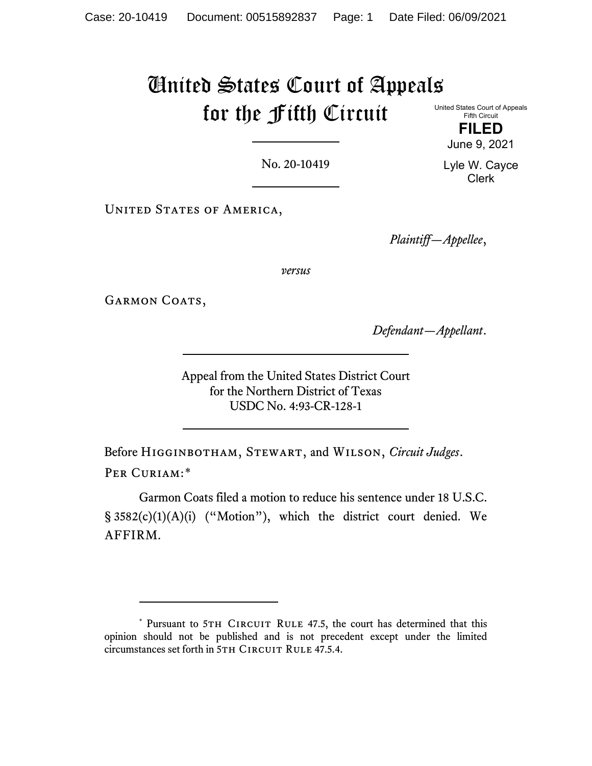# United States Court of Appeals for the Fifth Circuit

United States Court of Appeals
Fifth Circuit

**FILED**

June 9, 2021

Lyle W. Cayce
Clerk

---

No. 20-10419

---

United States of America,

*Plaintiff—Appellee*,

*versus*

Garmon Coats,

*Defendant—Appellant*.

---

Appeal from the United States District Court
for the Northern District of Texas
USDC No. 4:93-CR-128-1

---

Before Higginbotham, Stewart, and Wilson, *Circuit Judges*.

Per Curiam:*

Garmon Coats filed a motion to reduce his sentence under 18 U.S.C. § 3582(c)(1)(A)(i) ("Motion"), which the district court denied. We AFFIRM.

---

* Pursuant to 5th Circuit Rule 47.5, the court has determined that this opinion should not be published and is not precedent except under the limited circumstances set forth in 5th Circuit Rule 47.5.4.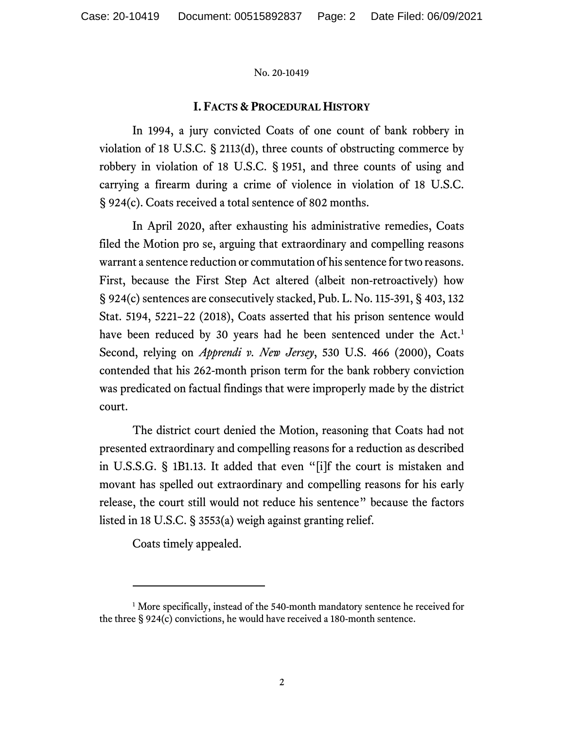## I. Facts & Procedural History

In 1994, a jury convicted Coats of one count of bank robbery in violation of 18 U.S.C. § 2113(d), three counts of obstructing commerce by robbery in violation of 18 U.S.C. § 1951, and three counts of using and carrying a firearm during a crime of violence in violation of 18 U.S.C. § 924(c). Coats received a total sentence of 802 months.

In April 2020, after exhausting his administrative remedies, Coats filed the Motion pro se, arguing that extraordinary and compelling reasons warrant a sentence reduction or commutation of his sentence for two reasons. First, because the First Step Act altered (albeit non-retroactively) how § 924(c) sentences are consecutively stacked, Pub. L. No. 115-391, § 403, 132 Stat. 5194, 5221–22 (2018), Coats asserted that his prison sentence would have been reduced by 30 years had he been sentenced under the Act.[1] Second, relying on *Apprendi v. New Jersey*, 530 U.S. 466 (2000), Coats contended that his 262-month prison term for the bank robbery conviction was predicated on factual findings that were improperly made by the district court.

The district court denied the Motion, reasoning that Coats had not presented extraordinary and compelling reasons for a reduction as described in U.S.S.G. § 1B1.13. It added that even "[i]f the court is mistaken and movant has spelled out extraordinary and compelling reasons for his early release, the court still would not reduce his sentence" because the factors listed in 18 U.S.C. § 3553(a) weigh against granting relief.

Coats timely appealed.

---

[1] More specifically, instead of the 540-month mandatory sentence he received for the three § 924(c) convictions, he would have received a 180-month sentence.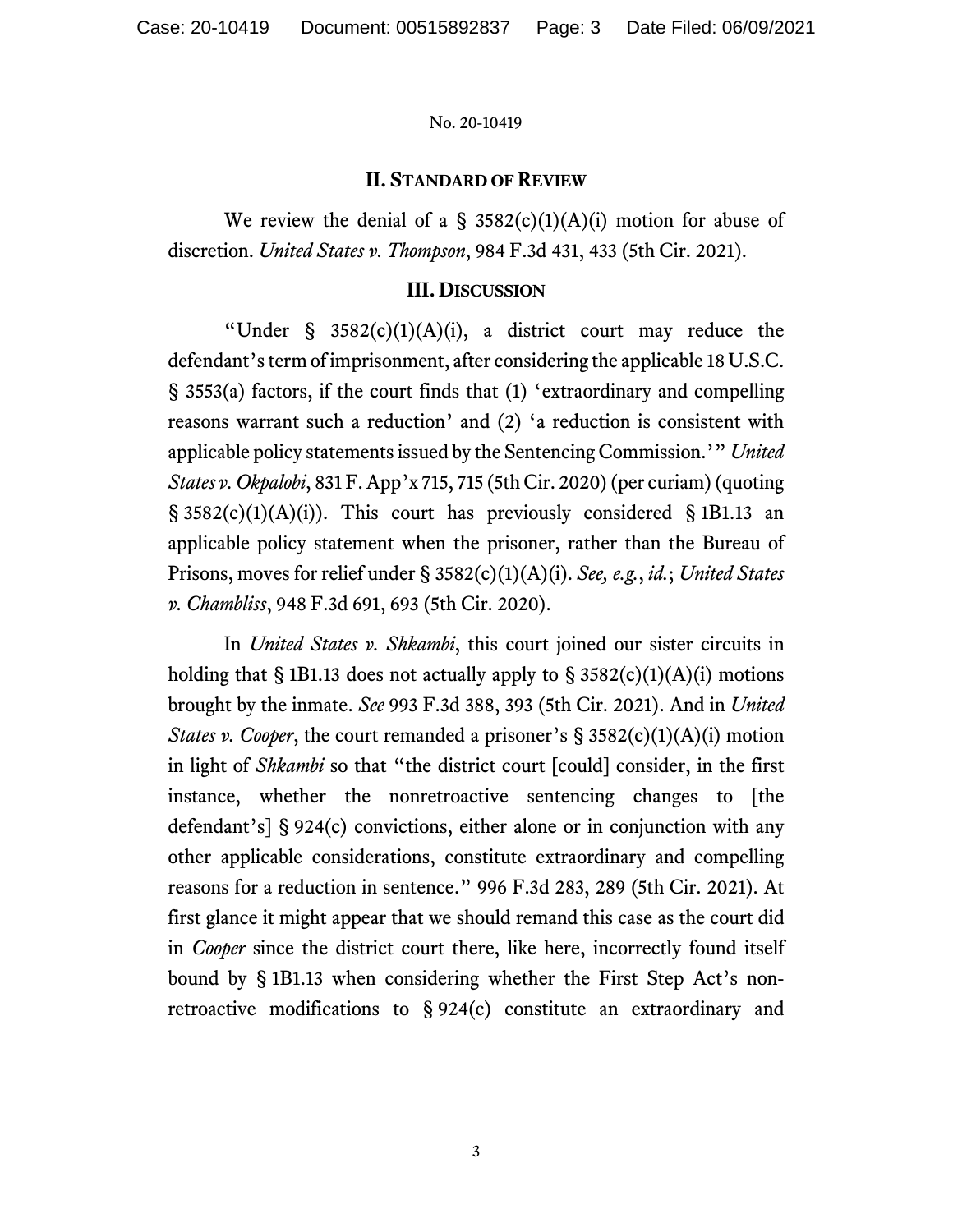## II. Standard of Review

We review the denial of a § 3582(c)(1)(A)(i) motion for abuse of discretion. *United States v. Thompson*, 984 F.3d 431, 433 (5th Cir. 2021).

## III. Discussion

"Under § 3582(c)(1)(A)(i), a district court may reduce the defendant's term of imprisonment, after considering the applicable 18 U.S.C. § 3553(a) factors, if the court finds that (1) 'extraordinary and compelling reasons warrant such a reduction' and (2) 'a reduction is consistent with applicable policy statements issued by the Sentencing Commission.'" *United States v. Okpalobi*, 831 F. App'x 715, 715 (5th Cir. 2020) (per curiam) (quoting § 3582(c)(1)(A)(i)). This court has previously considered § 1B1.13 an applicable policy statement when the prisoner, rather than the Bureau of Prisons, moves for relief under § 3582(c)(1)(A)(i). *See, e.g.*, *id.*; *United States v. Chambliss*, 948 F.3d 691, 693 (5th Cir. 2020).

In *United States v. Shkambi*, this court joined our sister circuits in holding that § 1B1.13 does not actually apply to § 3582(c)(1)(A)(i) motions brought by the inmate. *See* 993 F.3d 388, 393 (5th Cir. 2021). And in *United States v. Cooper*, the court remanded a prisoner's § 3582(c)(1)(A)(i) motion in light of *Shkambi* so that "the district court [could] consider, in the first instance, whether the nonretroactive sentencing changes to [the defendant's] § 924(c) convictions, either alone or in conjunction with any other applicable considerations, constitute extraordinary and compelling reasons for a reduction in sentence." 996 F.3d 283, 289 (5th Cir. 2021). At first glance it might appear that we should remand this case as the court did in *Cooper* since the district court there, like here, incorrectly found itself bound by § 1B1.13 when considering whether the First Step Act's non-retroactive modifications to § 924(c) constitute an extraordinary and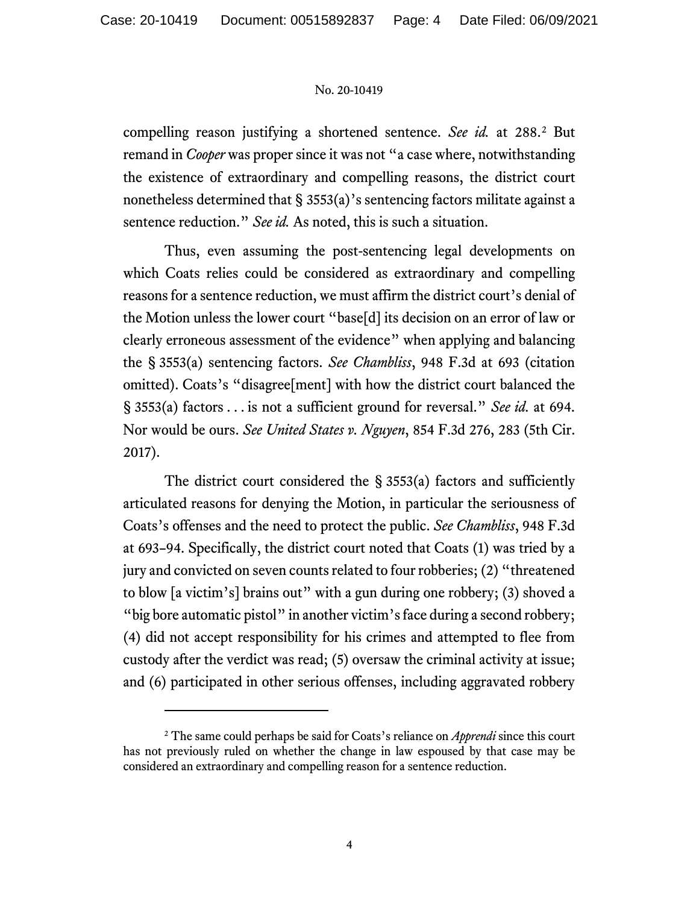compelling reason justifying a shortened sentence. *See id.* at 288.[2] But remand in *Cooper* was proper since it was not "a case where, notwithstanding the existence of extraordinary and compelling reasons, the district court nonetheless determined that § 3553(a)'s sentencing factors militate against a sentence reduction." *See id.* As noted, this is such a situation.

Thus, even assuming the post-sentencing legal developments on which Coats relies could be considered as extraordinary and compelling reasons for a sentence reduction, we must affirm the district court's denial of the Motion unless the lower court "base[d] its decision on an error of law or clearly erroneous assessment of the evidence" when applying and balancing the § 3553(a) sentencing factors. *See Chambliss*, 948 F.3d at 693 (citation omitted). Coats's "disagree[ment] with how the district court balanced the § 3553(a) factors . . . is not a sufficient ground for reversal." *See id.* at 694. Nor would be ours. *See United States v. Nguyen*, 854 F.3d 276, 283 (5th Cir. 2017).

The district court considered the § 3553(a) factors and sufficiently articulated reasons for denying the Motion, in particular the seriousness of Coats's offenses and the need to protect the public. *See Chambliss*, 948 F.3d at 693–94. Specifically, the district court noted that Coats (1) was tried by a jury and convicted on seven counts related to four robberies; (2) "threatened to blow [a victim's] brains out" with a gun during one robbery; (3) shoved a "big bore automatic pistol" in another victim's face during a second robbery; (4) did not accept responsibility for his crimes and attempted to flee from custody after the verdict was read; (5) oversaw the criminal activity at issue; and (6) participated in other serious offenses, including aggravated robbery

---

[2] The same could perhaps be said for Coats's reliance on *Apprendi* since this court has not previously ruled on whether the change in law espoused by that case may be considered an extraordinary and compelling reason for a sentence reduction.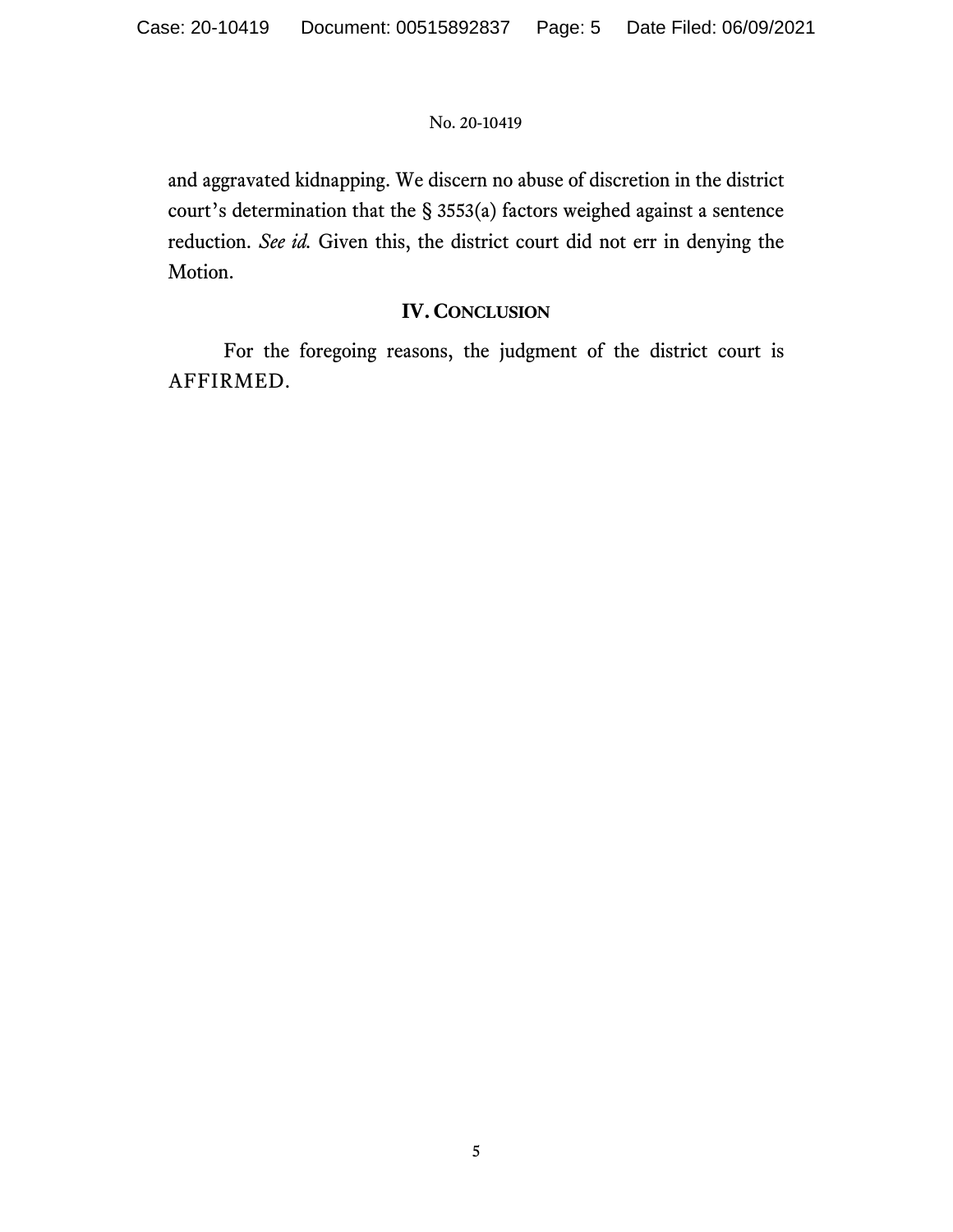and aggravated kidnapping. We discern no abuse of discretion in the district court's determination that the § 3553(a) factors weighed against a sentence reduction. *See id.* Given this, the district court did not err in denying the Motion.

## IV. Conclusion

For the foregoing reasons, the judgment of the district court is AFFIRMED.